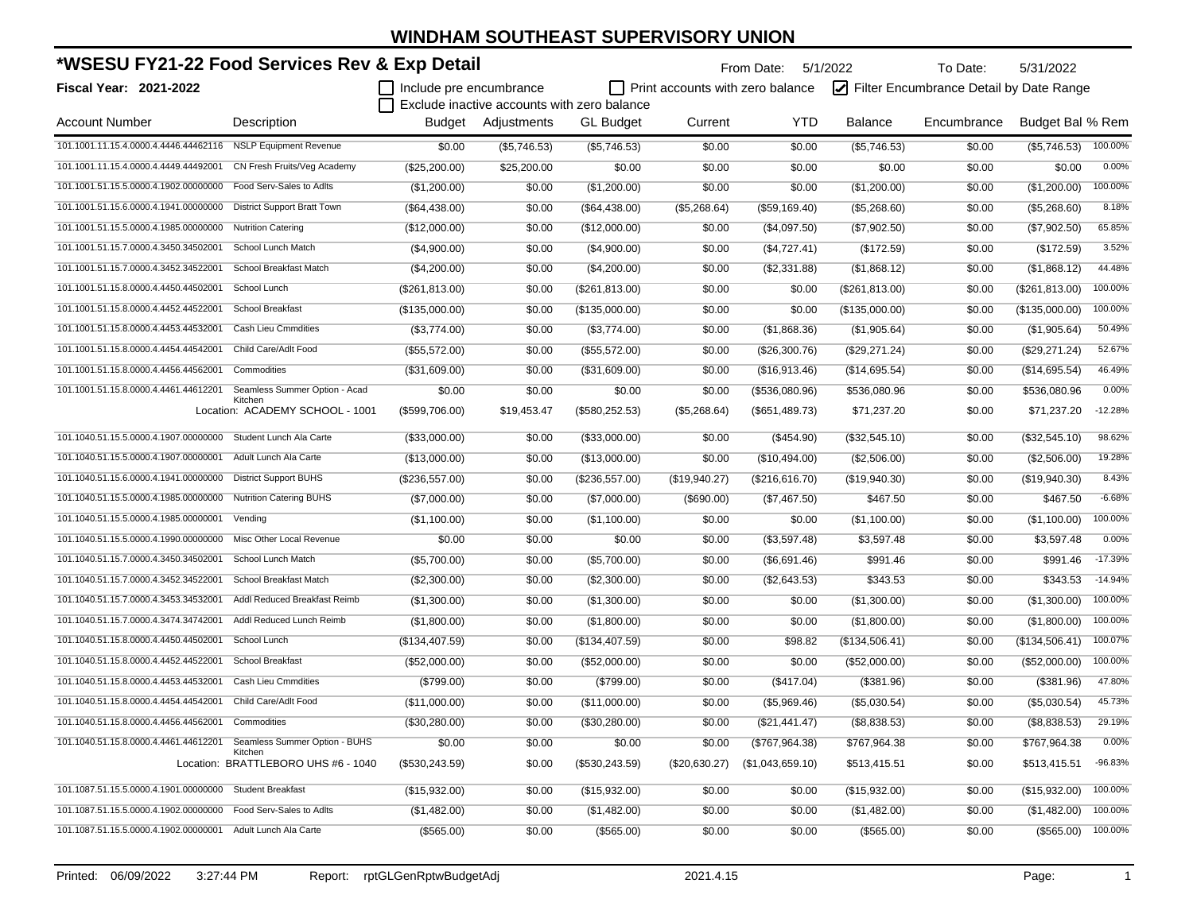# WINDHAM SOUTHEAST SUPERVISORY UNION

## *WSESU FY21-22 Food Services Rev & Exp Detail

**Fiscal Year: 2021-2022**

From Date: 5/1/2022 To Date: 5/31/2022

☐ Include pre encumbrance ☐ Print accounts with zero balance ☑ Filter Encumbrance Detail by Date Range

☐ Exclude inactive accounts with zero balance

| Account Number | Description | Budget | Adjustments | GL Budget | Current | YTD | Balance | Encumbrance | Budget Bal | % Rem |
|---|---|---|---|---|---|---|---|---|---|---|
| 101.1001.11.15.4.0000.4.4446.44462116 | NSLP Equipment Revenue | $0.00 | ($5,746.53) | ($5,746.53) | $0.00 | $0.00 | ($5,746.53) | $0.00 | ($5,746.53) | 100.00% |
| 101.1001.11.15.4.0000.4.4449.44492001 | CN Fresh Fruits/Veg Academy | ($25,200.00) | $25,200.00 | $0.00 | $0.00 | $0.00 | $0.00 | $0.00 | $0.00 | 0.00% |
| 101.1001.51.15.5.0000.4.1902.00000000 | Food Serv-Sales to Adlts | ($1,200.00) | $0.00 | ($1,200.00) | $0.00 | $0.00 | ($1,200.00) | $0.00 | ($1,200.00) | 100.00% |
| 101.1001.51.15.6.0000.4.1941.00000000 | District Support Bratt Town | ($64,438.00) | $0.00 | ($64,438.00) | ($5,268.64) | ($59,169.40) | ($5,268.60) | $0.00 | ($5,268.60) | 8.18% |
| 101.1001.51.15.5.0000.4.1985.00000000 | Nutrition Catering | ($12,000.00) | $0.00 | ($12,000.00) | $0.00 | ($4,097.50) | ($7,902.50) | $0.00 | ($7,902.50) | 65.85% |
| 101.1001.51.15.7.0000.4.3450.34502001 | School Lunch Match | ($4,900.00) | $0.00 | ($4,900.00) | $0.00 | ($4,727.41) | ($172.59) | $0.00 | ($172.59) | 3.52% |
| 101.1001.51.15.7.0000.4.3452.34522001 | School Breakfast Match | ($4,200.00) | $0.00 | ($4,200.00) | $0.00 | ($2,331.88) | ($1,868.12) | $0.00 | ($1,868.12) | 44.48% |
| 101.1001.51.15.8.0000.4.4450.44502001 | School Lunch | ($261,813.00) | $0.00 | ($261,813.00) | $0.00 | $0.00 | ($261,813.00) | $0.00 | ($261,813.00) | 100.00% |
| 101.1001.51.15.8.0000.4.4452.44522001 | School Breakfast | ($135,000.00) | $0.00 | ($135,000.00) | $0.00 | $0.00 | ($135,000.00) | $0.00 | ($135,000.00) | 100.00% |
| 101.1001.51.15.8.0000.4.4453.44532001 | Cash Lieu Cmmdities | ($3,774.00) | $0.00 | ($3,774.00) | $0.00 | ($1,868.36) | ($1,905.64) | $0.00 | ($1,905.64) | 50.49% |
| 101.1001.51.15.8.0000.4.4454.44542001 | Child Care/Adlt Food | ($55,572.00) | $0.00 | ($55,572.00) | $0.00 | ($26,300.76) | ($29,271.24) | $0.00 | ($29,271.24) | 52.67% |
| 101.1001.51.15.8.0000.4.4456.44562001 | Commodities | ($31,609.00) | $0.00 | ($31,609.00) | $0.00 | ($16,913.46) | ($14,695.54) | $0.00 | ($14,695.54) | 46.49% |
| 101.1001.51.15.8.0000.4.4461.44612201 | Seamless Summer Option - Acad Kitchen | $0.00 | $0.00 | $0.00 | $0.00 | ($536,080.96) | $536,080.96 | $0.00 | $536,080.96 | 0.00% |
| | Location: ACADEMY SCHOOL - 1001 | ($599,706.00) | $19,453.47 | ($580,252.53) | ($5,268.64) | ($651,489.73) | $71,237.20 | $0.00 | $71,237.20 | -12.28% |
| 101.1040.51.15.5.0000.4.1907.00000000 | Student Lunch Ala Carte | ($33,000.00) | $0.00 | ($33,000.00) | $0.00 | ($454.90) | ($32,545.10) | $0.00 | ($32,545.10) | 98.62% |
| 101.1040.51.15.5.0000.4.1907.00000001 | Adult Lunch Ala Carte | ($13,000.00) | $0.00 | ($13,000.00) | $0.00 | ($10,494.00) | ($2,506.00) | $0.00 | ($2,506.00) | 19.28% |
| 101.1040.51.15.6.0000.4.1941.00000000 | District Support BUHS | ($236,557.00) | $0.00 | ($236,557.00) | ($19,940.27) | ($216,616.70) | ($19,940.30) | $0.00 | ($19,940.30) | 8.43% |
| 101.1040.51.15.5.0000.4.1985.00000000 | Nutrition Catering BUHS | ($7,000.00) | $0.00 | ($7,000.00) | ($690.00) | ($7,467.50) | $467.50 | $0.00 | $467.50 | -6.68% |
| 101.1040.51.15.5.0000.4.1985.00000001 | Vending | ($1,100.00) | $0.00 | ($1,100.00) | $0.00 | $0.00 | ($1,100.00) | $0.00 | ($1,100.00) | 100.00% |
| 101.1040.51.15.5.0000.4.1990.00000000 | Misc Other Local Revenue | $0.00 | $0.00 | $0.00 | $0.00 | ($3,597.48) | $3,597.48 | $0.00 | $3,597.48 | 0.00% |
| 101.1040.51.15.7.0000.4.3450.34502001 | School Lunch Match | ($5,700.00) | $0.00 | ($5,700.00) | $0.00 | ($6,691.46) | $991.46 | $0.00 | $991.46 | -17.39% |
| 101.1040.51.15.7.0000.4.3452.34522001 | School Breakfast Match | ($2,300.00) | $0.00 | ($2,300.00) | $0.00 | ($2,643.53) | $343.53 | $0.00 | $343.53 | -14.94% |
| 101.1040.51.15.7.0000.4.3453.34532001 | Addl Reduced Breakfast Reimb | ($1,300.00) | $0.00 | ($1,300.00) | $0.00 | $0.00 | ($1,300.00) | $0.00 | ($1,300.00) | 100.00% |
| 101.1040.51.15.7.0000.4.3474.34742001 | Addl Reduced Lunch Reimb | ($1,800.00) | $0.00 | ($1,800.00) | $0.00 | $0.00 | ($1,800.00) | $0.00 | ($1,800.00) | 100.00% |
| 101.1040.51.15.8.0000.4.4450.44502001 | School Lunch | ($134,407.59) | $0.00 | ($134,407.59) | $0.00 | $98.82 | ($134,506.41) | $0.00 | ($134,506.41) | 100.07% |
| 101.1040.51.15.8.0000.4.4452.44522001 | School Breakfast | ($52,000.00) | $0.00 | ($52,000.00) | $0.00 | $0.00 | ($52,000.00) | $0.00 | ($52,000.00) | 100.00% |
| 101.1040.51.15.8.0000.4.4453.44532001 | Cash Lieu Cmmdities | ($799.00) | $0.00 | ($799.00) | $0.00 | ($417.04) | ($381.96) | $0.00 | ($381.96) | 47.80% |
| 101.1040.51.15.8.0000.4.4454.44542001 | Child Care/Adlt Food | ($11,000.00) | $0.00 | ($11,000.00) | $0.00 | ($5,969.46) | ($5,030.54) | $0.00 | ($5,030.54) | 45.73% |
| 101.1040.51.15.8.0000.4.4456.44562001 | Commodities | ($30,280.00) | $0.00 | ($30,280.00) | $0.00 | ($21,441.47) | ($8,838.53) | $0.00 | ($8,838.53) | 29.19% |
| 101.1040.51.15.8.0000.4.4461.44612201 | Seamless Summer Option - BUHS Kitchen | $0.00 | $0.00 | $0.00 | $0.00 | ($767,964.38) | $767,964.38 | $0.00 | $767,964.38 | 0.00% |
| | Location: BRATTLEBORO UHS #6 - 1040 | ($530,243.59) | $0.00 | ($530,243.59) | ($20,630.27) | ($1,043,659.10) | $513,415.51 | $0.00 | $513,415.51 | -96.83% |
| 101.1087.51.15.5.0000.4.1901.00000000 | Student Breakfast | ($15,932.00) | $0.00 | ($15,932.00) | $0.00 | $0.00 | ($15,932.00) | $0.00 | ($15,932.00) | 100.00% |
| 101.1087.51.15.5.0000.4.1902.00000000 | Food Serv-Sales to Adlts | ($1,482.00) | $0.00 | ($1,482.00) | $0.00 | $0.00 | ($1,482.00) | $0.00 | ($1,482.00) | 100.00% |
| 101.1087.51.15.5.0000.4.1902.00000001 | Adult Lunch Ala Carte | ($565.00) | $0.00 | ($565.00) | $0.00 | $0.00 | ($565.00) | $0.00 | ($565.00) | 100.00% |

Printed: 06/09/2022 3:27:44 PM Report: rptGLGenRptwBudgetAdj 2021.4.15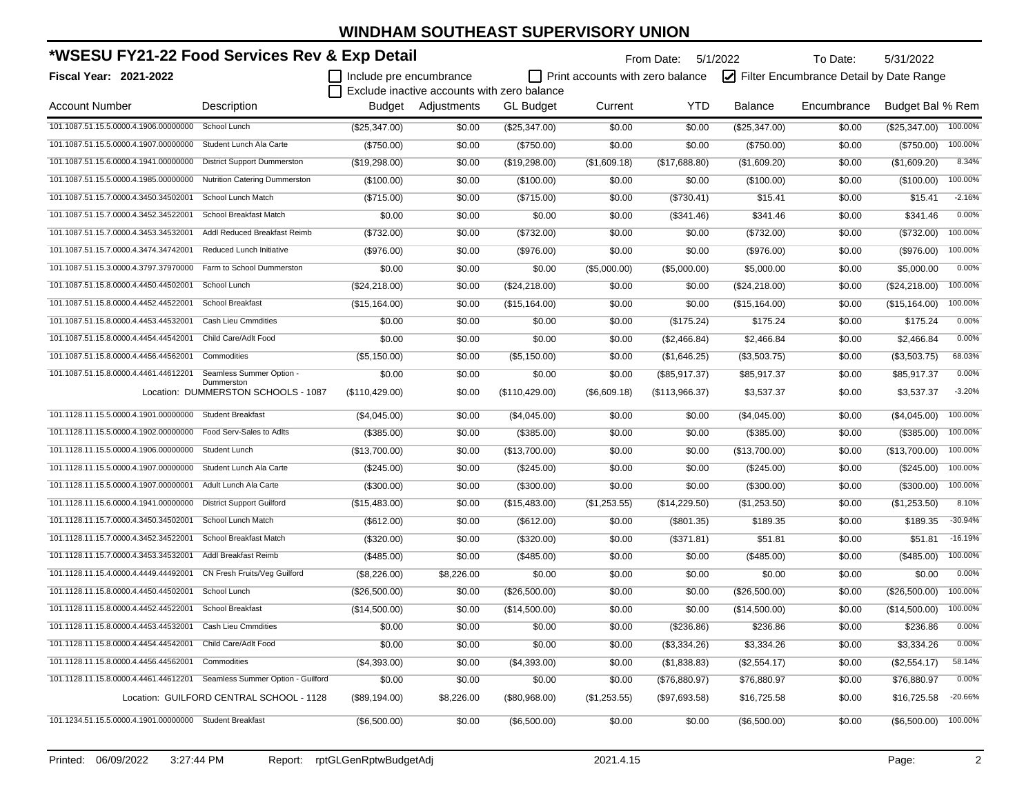# WINDHAM SOUTHEAST SUPERVISORY UNION

## *WSESU FY21-22 Food Services Rev & Exp Detail

From Date: 5/1/2022 To Date: 5/31/2022

**Fiscal Year: 2021-2022**

☐ Include pre encumbrance ☐ Print accounts with zero balance ☑ Filter Encumbrance Detail by Date Range
☐ Exclude inactive accounts with zero balance

| Account Number | Description | Budget | Adjustments | GL Budget | Current | YTD | Balance | Encumbrance | Budget Bal | % Rem |
|---|---|---|---|---|---|---|---|---|---|---|
| 101.1087.51.15.5.0000.4.1906.00000000 | School Lunch | ($25,347.00) | $0.00 | ($25,347.00) | $0.00 | $0.00 | ($25,347.00) | $0.00 | ($25,347.00) | 100.00% |
| 101.1087.51.15.5.0000.4.1907.00000000 | Student Lunch Ala Carte | ($750.00) | $0.00 | ($750.00) | $0.00 | $0.00 | ($750.00) | $0.00 | ($750.00) | 100.00% |
| 101.1087.51.15.6.0000.4.1941.00000000 | District Support Dummerston | ($19,298.00) | $0.00 | ($19,298.00) | ($1,609.18) | ($17,688.80) | ($1,609.20) | $0.00 | ($1,609.20) | 8.34% |
| 101.1087.51.15.5.0000.4.1985.00000000 | Nutrition Catering Dummerston | ($100.00) | $0.00 | ($100.00) | $0.00 | $0.00 | ($100.00) | $0.00 | ($100.00) | 100.00% |
| 101.1087.51.15.7.0000.4.3450.34502001 | School Lunch Match | ($715.00) | $0.00 | ($715.00) | $0.00 | ($730.41) | $15.41 | $0.00 | $15.41 | -2.16% |
| 101.1087.51.15.7.0000.4.3452.34522001 | School Breakfast Match | $0.00 | $0.00 | $0.00 | $0.00 | ($341.46) | $341.46 | $0.00 | $341.46 | 0.00% |
| 101.1087.51.15.7.0000.4.3453.34532001 | Addl Reduced Breakfast Reimb | ($732.00) | $0.00 | ($732.00) | $0.00 | $0.00 | ($732.00) | $0.00 | ($732.00) | 100.00% |
| 101.1087.51.15.7.0000.4.3474.34742001 | Reduced Lunch Initiative | ($976.00) | $0.00 | ($976.00) | $0.00 | $0.00 | ($976.00) | $0.00 | ($976.00) | 100.00% |
| 101.1087.51.15.3.0000.4.3797.37970000 | Farm to School Dummerston | $0.00 | $0.00 | $0.00 | ($5,000.00) | ($5,000.00) | $5,000.00 | $0.00 | $5,000.00 | 0.00% |
| 101.1087.51.15.8.0000.4.4450.44502001 | School Lunch | ($24,218.00) | $0.00 | ($24,218.00) | $0.00 | $0.00 | ($24,218.00) | $0.00 | ($24,218.00) | 100.00% |
| 101.1087.51.15.8.0000.4.4452.44522001 | School Breakfast | ($15,164.00) | $0.00 | ($15,164.00) | $0.00 | $0.00 | ($15,164.00) | $0.00 | ($15,164.00) | 100.00% |
| 101.1087.51.15.8.0000.4.4453.44532001 | Cash Lieu Cmmdities | $0.00 | $0.00 | $0.00 | $0.00 | ($175.24) | $175.24 | $0.00 | $175.24 | 0.00% |
| 101.1087.51.15.8.0000.4.4454.44542001 | Child Care/Adlt Food | $0.00 | $0.00 | $0.00 | $0.00 | ($2,466.84) | $2,466.84 | $0.00 | $2,466.84 | 0.00% |
| 101.1087.51.15.8.0000.4.4456.44562001 | Commodities | ($5,150.00) | $0.00 | ($5,150.00) | $0.00 | ($1,646.25) | ($3,503.75) | $0.00 | ($3,503.75) | 68.03% |
| 101.1087.51.15.8.0000.4.4461.44612201 | Seamless Summer Option - Dummerston | $0.00 | $0.00 | $0.00 | $0.00 | ($85,917.37) | $85,917.37 | $0.00 | $85,917.37 | 0.00% |
| | Location: DUMMERSTON SCHOOLS - 1087 | ($110,429.00) | $0.00 | ($110,429.00) | ($6,609.18) | ($113,966.37) | $3,537.37 | $0.00 | $3,537.37 | -3.20% |
| 101.1128.11.15.5.0000.4.1901.00000000 | Student Breakfast | ($4,045.00) | $0.00 | ($4,045.00) | $0.00 | $0.00 | ($4,045.00) | $0.00 | ($4,045.00) | 100.00% |
| 101.1128.11.15.5.0000.4.1902.00000000 | Food Serv-Sales to Adlts | ($385.00) | $0.00 | ($385.00) | $0.00 | $0.00 | ($385.00) | $0.00 | ($385.00) | 100.00% |
| 101.1128.11.15.5.0000.4.1906.00000000 | Student Lunch | ($13,700.00) | $0.00 | ($13,700.00) | $0.00 | $0.00 | ($13,700.00) | $0.00 | ($13,700.00) | 100.00% |
| 101.1128.11.15.5.0000.4.1907.00000000 | Student Lunch Ala Carte | ($245.00) | $0.00 | ($245.00) | $0.00 | $0.00 | ($245.00) | $0.00 | ($245.00) | 100.00% |
| 101.1128.11.15.5.0000.4.1907.00000001 | Adult Lunch Ala Carte | ($300.00) | $0.00 | ($300.00) | $0.00 | $0.00 | ($300.00) | $0.00 | ($300.00) | 100.00% |
| 101.1128.11.15.6.0000.4.1941.00000000 | District Support Guilford | ($15,483.00) | $0.00 | ($15,483.00) | ($1,253.55) | ($14,229.50) | ($1,253.50) | $0.00 | ($1,253.50) | 8.10% |
| 101.1128.11.15.7.0000.4.3450.34502001 | School Lunch Match | ($612.00) | $0.00 | ($612.00) | $0.00 | ($801.35) | $189.35 | $0.00 | $189.35 | -30.94% |
| 101.1128.11.15.7.0000.4.3452.34522001 | School Breakfast Match | ($320.00) | $0.00 | ($320.00) | $0.00 | ($371.81) | $51.81 | $0.00 | $51.81 | -16.19% |
| 101.1128.11.15.7.0000.4.3453.34532001 | Addl Breakfast Reimb | ($485.00) | $0.00 | ($485.00) | $0.00 | $0.00 | ($485.00) | $0.00 | ($485.00) | 100.00% |
| 101.1128.11.15.4.0000.4.4449.44492001 | CN Fresh Fruits/Veg Guilford | ($8,226.00) | $8,226.00 | $0.00 | $0.00 | $0.00 | $0.00 | $0.00 | $0.00 | 0.00% |
| 101.1128.11.15.8.0000.4.4450.44502001 | School Lunch | ($26,500.00) | $0.00 | ($26,500.00) | $0.00 | $0.00 | ($26,500.00) | $0.00 | ($26,500.00) | 100.00% |
| 101.1128.11.15.8.0000.4.4452.44522001 | School Breakfast | ($14,500.00) | $0.00 | ($14,500.00) | $0.00 | $0.00 | ($14,500.00) | $0.00 | ($14,500.00) | 100.00% |
| 101.1128.11.15.8.0000.4.4453.44532001 | Cash Lieu Cmmdities | $0.00 | $0.00 | $0.00 | $0.00 | ($236.86) | $236.86 | $0.00 | $236.86 | 0.00% |
| 101.1128.11.15.8.0000.4.4454.44542001 | Child Care/Adlt Food | $0.00 | $0.00 | $0.00 | $0.00 | ($3,334.26) | $3,334.26 | $0.00 | $3,334.26 | 0.00% |
| 101.1128.11.15.8.0000.4.4456.44562001 | Commodities | ($4,393.00) | $0.00 | ($4,393.00) | $0.00 | ($1,838.83) | ($2,554.17) | $0.00 | ($2,554.17) | 58.14% |
| 101.1128.11.15.8.0000.4.4461.44612201 | Seamless Summer Option - Guilford | $0.00 | $0.00 | $0.00 | $0.00 | ($76,880.97) | $76,880.97 | $0.00 | $76,880.97 | 0.00% |
| | Location: GUILFORD CENTRAL SCHOOL - 1128 | ($89,194.00) | $8,226.00 | ($80,968.00) | ($1,253.55) | ($97,693.58) | $16,725.58 | $0.00 | $16,725.58 | -20.66% |
| 101.1234.51.15.5.0000.4.1901.00000000 | Student Breakfast | ($6,500.00) | $0.00 | ($6,500.00) | $0.00 | $0.00 | ($6,500.00) | $0.00 | ($6,500.00) | 100.00% |

Printed: 06/09/2022 3:27:44 PM Report: rptGLGenRptwBudgetAdj 2021.4.15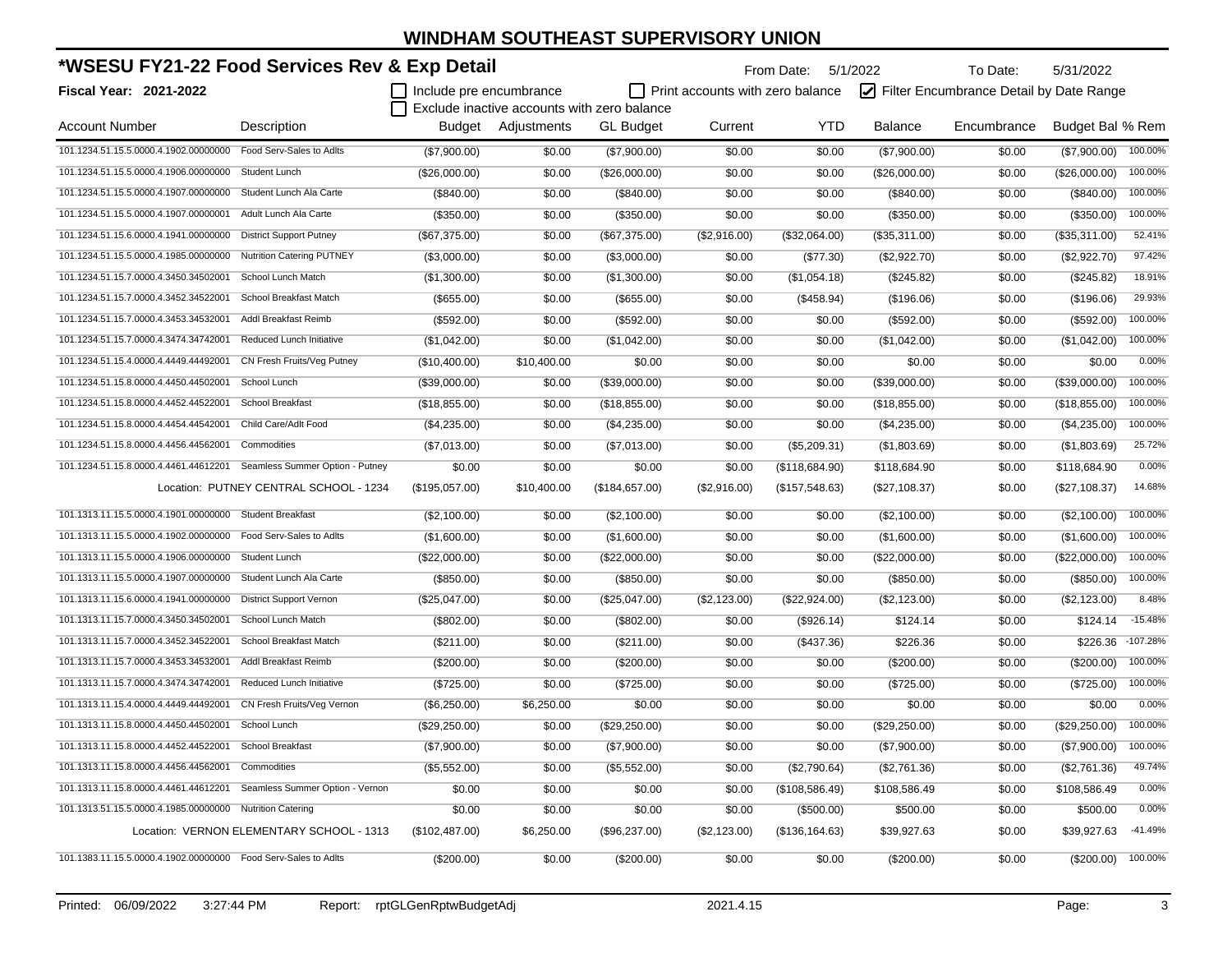# WINDHAM SOUTHEAST SUPERVISORY UNION

## *WSESU FY21-22 Food Services Rev & Exp Detail

From Date: 5/1/2022 To Date: 5/31/2022

**Fiscal Year: 2021-2022**

☐ Include pre encumbrance ☐ Print accounts with zero balance ☑ Filter Encumbrance Detail by Date Range
☐ Exclude inactive accounts with zero balance

| Account Number | Description | Budget | Adjustments | GL Budget | Current | YTD | Balance | Encumbrance | Budget Bal | % Rem |
|---|---|---|---|---|---|---|---|---|---|---|
| 101.1234.51.15.5.0000.4.1902.00000000 | Food Serv-Sales to Adlts | ($7,900.00) | $0.00 | ($7,900.00) | $0.00 | $0.00 | ($7,900.00) | $0.00 | ($7,900.00) | 100.00% |
| 101.1234.51.15.5.0000.4.1906.00000000 | Student Lunch | ($26,000.00) | $0.00 | ($26,000.00) | $0.00 | $0.00 | ($26,000.00) | $0.00 | ($26,000.00) | 100.00% |
| 101.1234.51.15.5.0000.4.1907.00000000 | Student Lunch Ala Carte | ($840.00) | $0.00 | ($840.00) | $0.00 | $0.00 | ($840.00) | $0.00 | ($840.00) | 100.00% |
| 101.1234.51.15.5.0000.4.1907.00000001 | Adult Lunch Ala Carte | ($350.00) | $0.00 | ($350.00) | $0.00 | $0.00 | ($350.00) | $0.00 | ($350.00) | 100.00% |
| 101.1234.51.15.6.0000.4.1941.00000000 | District Support Putney | ($67,375.00) | $0.00 | ($67,375.00) | ($2,916.00) | ($32,064.00) | ($35,311.00) | $0.00 | ($35,311.00) | 52.41% |
| 101.1234.51.15.5.0000.4.1985.00000000 | Nutrition Catering PUTNEY | ($3,000.00) | $0.00 | ($3,000.00) | $0.00 | ($77.30) | ($2,922.70) | $0.00 | ($2,922.70) | 97.42% |
| 101.1234.51.15.7.0000.4.3450.34502001 | School Lunch Match | ($1,300.00) | $0.00 | ($1,300.00) | $0.00 | ($1,054.18) | ($245.82) | $0.00 | ($245.82) | 18.91% |
| 101.1234.51.15.7.0000.4.3452.34522001 | School Breakfast Match | ($655.00) | $0.00 | ($655.00) | $0.00 | ($458.94) | ($196.06) | $0.00 | ($196.06) | 29.93% |
| 101.1234.51.15.7.0000.4.3453.34532001 | Addl Breakfast Reimb | ($592.00) | $0.00 | ($592.00) | $0.00 | $0.00 | ($592.00) | $0.00 | ($592.00) | 100.00% |
| 101.1234.51.15.7.0000.4.3474.34742001 | Reduced Lunch Initiative | ($1,042.00) | $0.00 | ($1,042.00) | $0.00 | $0.00 | ($1,042.00) | $0.00 | ($1,042.00) | 100.00% |
| 101.1234.51.15.4.0000.4.4449.44492001 | CN Fresh Fruits/Veg Putney | ($10,400.00) | $10,400.00 | $0.00 | $0.00 | $0.00 | $0.00 | $0.00 | $0.00 | 0.00% |
| 101.1234.51.15.8.0000.4.4450.44502001 | School Lunch | ($39,000.00) | $0.00 | ($39,000.00) | $0.00 | $0.00 | ($39,000.00) | $0.00 | ($39,000.00) | 100.00% |
| 101.1234.51.15.8.0000.4.4452.44522001 | School Breakfast | ($18,855.00) | $0.00 | ($18,855.00) | $0.00 | $0.00 | ($18,855.00) | $0.00 | ($18,855.00) | 100.00% |
| 101.1234.51.15.8.0000.4.4454.44542001 | Child Care/Adlt Food | ($4,235.00) | $0.00 | ($4,235.00) | $0.00 | $0.00 | ($4,235.00) | $0.00 | ($4,235.00) | 100.00% |
| 101.1234.51.15.8.0000.4.4456.44562001 | Commodities | ($7,013.00) | $0.00 | ($7,013.00) | $0.00 | ($5,209.31) | ($1,803.69) | $0.00 | ($1,803.69) | 25.72% |
| 101.1234.51.15.8.0000.4.4461.44612201 | Seamless Summer Option - Putney | $0.00 | $0.00 | $0.00 | $0.00 | ($118,684.90) | $118,684.90 | $0.00 | $118,684.90 | 0.00% |
| | Location: PUTNEY CENTRAL SCHOOL - 1234 | ($195,057.00) | $10,400.00 | ($184,657.00) | ($2,916.00) | ($157,548.63) | ($27,108.37) | $0.00 | ($27,108.37) | 14.68% |
| 101.1313.11.15.5.0000.4.1901.00000000 | Student Breakfast | ($2,100.00) | $0.00 | ($2,100.00) | $0.00 | $0.00 | ($2,100.00) | $0.00 | ($2,100.00) | 100.00% |
| 101.1313.11.15.5.0000.4.1902.00000000 | Food Serv-Sales to Adlts | ($1,600.00) | $0.00 | ($1,600.00) | $0.00 | $0.00 | ($1,600.00) | $0.00 | ($1,600.00) | 100.00% |
| 101.1313.11.15.5.0000.4.1906.00000000 | Student Lunch | ($22,000.00) | $0.00 | ($22,000.00) | $0.00 | $0.00 | ($22,000.00) | $0.00 | ($22,000.00) | 100.00% |
| 101.1313.11.15.5.0000.4.1907.00000000 | Student Lunch Ala Carte | ($850.00) | $0.00 | ($850.00) | $0.00 | $0.00 | ($850.00) | $0.00 | ($850.00) | 100.00% |
| 101.1313.11.15.6.0000.4.1941.00000000 | District Support Vernon | ($25,047.00) | $0.00 | ($25,047.00) | ($2,123.00) | ($22,924.00) | ($2,123.00) | $0.00 | ($2,123.00) | 8.48% |
| 101.1313.11.15.7.0000.4.3450.34502001 | School Lunch Match | ($802.00) | $0.00 | ($802.00) | $0.00 | ($926.14) | $124.14 | $0.00 | $124.14 | -15.48% |
| 101.1313.11.15.7.0000.4.3452.34522001 | School Breakfast Match | ($211.00) | $0.00 | ($211.00) | $0.00 | ($437.36) | $226.36 | $0.00 | $226.36 | -107.28% |
| 101.1313.11.15.7.0000.4.3453.34532001 | Addl Breakfast Reimb | ($200.00) | $0.00 | ($200.00) | $0.00 | $0.00 | ($200.00) | $0.00 | ($200.00) | 100.00% |
| 101.1313.11.15.7.0000.4.3474.34742001 | Reduced Lunch Initiative | ($725.00) | $0.00 | ($725.00) | $0.00 | $0.00 | ($725.00) | $0.00 | ($725.00) | 100.00% |
| 101.1313.11.15.4.0000.4.4449.44492001 | CN Fresh Fruits/Veg Vernon | ($6,250.00) | $6,250.00 | $0.00 | $0.00 | $0.00 | $0.00 | $0.00 | $0.00 | 0.00% |
| 101.1313.11.15.8.0000.4.4450.44502001 | School Lunch | ($29,250.00) | $0.00 | ($29,250.00) | $0.00 | $0.00 | ($29,250.00) | $0.00 | ($29,250.00) | 100.00% |
| 101.1313.11.15.8.0000.4.4452.44522001 | School Breakfast | ($7,900.00) | $0.00 | ($7,900.00) | $0.00 | $0.00 | ($7,900.00) | $0.00 | ($7,900.00) | 100.00% |
| 101.1313.11.15.8.0000.4.4456.44562001 | Commodities | ($5,552.00) | $0.00 | ($5,552.00) | $0.00 | ($2,790.64) | ($2,761.36) | $0.00 | ($2,761.36) | 49.74% |
| 101.1313.11.15.8.0000.4.4461.44612201 | Seamless Summer Option - Vernon | $0.00 | $0.00 | $0.00 | $0.00 | ($108,586.49) | $108,586.49 | $0.00 | $108,586.49 | 0.00% |
| 101.1313.51.15.5.0000.4.1985.00000000 | Nutrition Catering | $0.00 | $0.00 | $0.00 | $0.00 | ($500.00) | $500.00 | $0.00 | $500.00 | 0.00% |
| | Location: VERNON ELEMENTARY SCHOOL - 1313 | ($102,487.00) | $6,250.00 | ($96,237.00) | ($2,123.00) | ($136,164.63) | $39,927.63 | $0.00 | $39,927.63 | -41.49% |
| 101.1383.11.15.5.0000.4.1902.00000000 | Food Serv-Sales to Adlts | ($200.00) | $0.00 | ($200.00) | $0.00 | $0.00 | ($200.00) | $0.00 | ($200.00) | 100.00% |

Printed: 06/09/2022 3:27:44 PM Report: rptGLGenRptwBudgetAdj 2021.4.15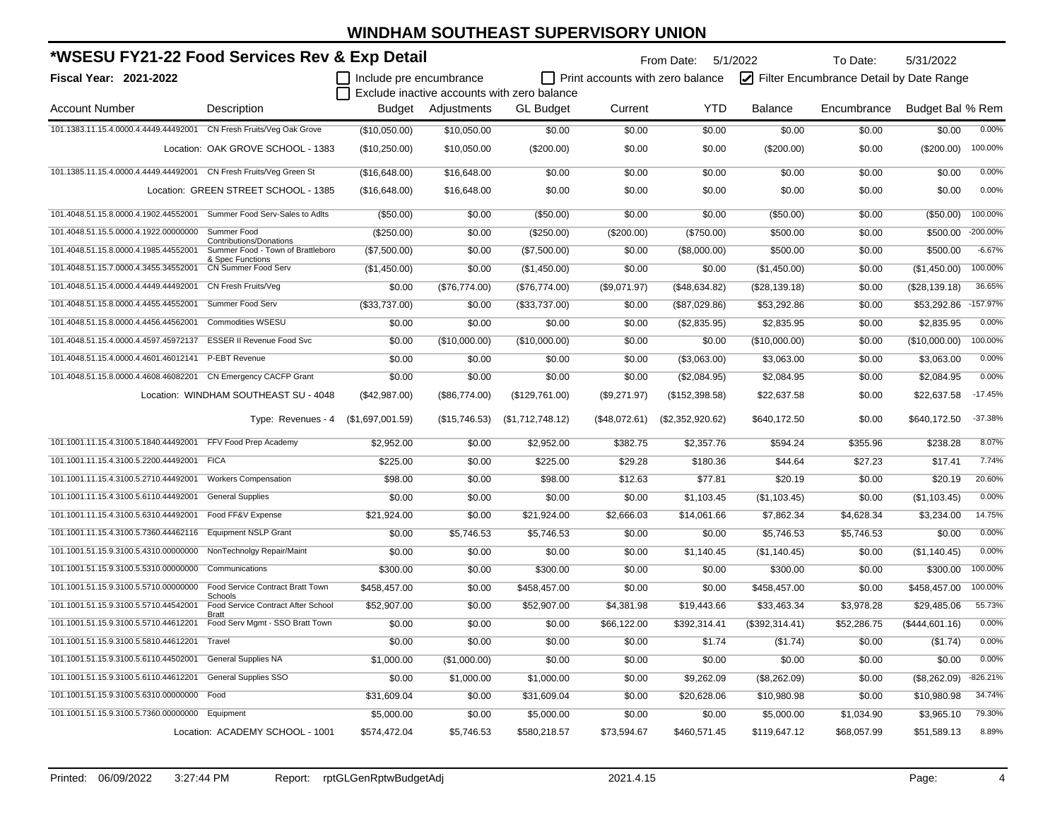# WINDHAM SOUTHEAST SUPERVISORY UNION

## *WSESU FY21-22 Food Services Rev & Exp Detail

**Fiscal Year: 2021-2022**

From Date: 5/1/2022 To Date: 5/31/2022

☐ Include pre encumbrance ☐ Print accounts with zero balance ☑ Filter Encumbrance Detail by Date Range
☐ Exclude inactive accounts with zero balance

| Account Number | Description | Budget | Adjustments | GL Budget | Current | YTD | Balance | Encumbrance | Budget Bal | % Rem |
|---|---|---|---|---|---|---|---|---|---|---|
| 101.1383.11.15.4.0000.4.4449.44492001 | CN Fresh Fruits/Veg Oak Grove | ($10,050.00) | $10,050.00 | $0.00 | $0.00 | $0.00 | $0.00 | $0.00 | $0.00 | 0.00% |
| | Location: OAK GROVE SCHOOL - 1383 | ($10,250.00) | $10,050.00 | ($200.00) | $0.00 | $0.00 | ($200.00) | $0.00 | ($200.00) | 100.00% |
| 101.1385.11.15.4.0000.4.4449.44492001 | CN Fresh Fruits/Veg Green St | ($16,648.00) | $16,648.00 | $0.00 | $0.00 | $0.00 | $0.00 | $0.00 | $0.00 | 0.00% |
| | Location: GREEN STREET SCHOOL - 1385 | ($16,648.00) | $16,648.00 | $0.00 | $0.00 | $0.00 | $0.00 | $0.00 | $0.00 | 0.00% |
| 101.4048.51.15.8.0000.4.1902.44552001 | Summer Food Serv-Sales to Adlts | ($50.00) | $0.00 | ($50.00) | $0.00 | $0.00 | ($50.00) | $0.00 | ($50.00) | 100.00% |
| 101.4048.51.15.5.0000.4.1922.00000000 | Summer Food Contributions/Donations | ($250.00) | $0.00 | ($250.00) | ($200.00) | ($750.00) | $500.00 | $0.00 | $500.00 | -200.00% |
| 101.4048.51.15.8.0000.4.1985.44552001 | Summer Food - Town of Brattleboro & Spec Functions | ($7,500.00) | $0.00 | ($7,500.00) | $0.00 | ($8,000.00) | $500.00 | $0.00 | $500.00 | -6.67% |
| 101.4048.51.15.7.0000.4.3455.34552001 | CN Summer Food Serv | ($1,450.00) | $0.00 | ($1,450.00) | $0.00 | $0.00 | ($1,450.00) | $0.00 | ($1,450.00) | 100.00% |
| 101.4048.51.15.4.0000.4.4449.44492001 | CN Fresh Fruits/Veg | $0.00 | ($76,774.00) | ($76,774.00) | ($9,071.97) | ($48,634.82) | ($28,139.18) | $0.00 | ($28,139.18) | 36.65% |
| 101.4048.51.15.8.0000.4.4455.44552001 | Summer Food Serv | ($33,737.00) | $0.00 | ($33,737.00) | $0.00 | ($87,029.86) | $53,292.86 | $0.00 | $53,292.86 | -157.97% |
| 101.4048.51.15.8.0000.4.4456.44562001 | Commodities WSESU | $0.00 | $0.00 | $0.00 | $0.00 | ($2,835.95) | $2,835.95 | $0.00 | $2,835.95 | 0.00% |
| 101.4048.51.15.4.0000.4.4597.45972137 | ESSER II Revenue Food Svc | $0.00 | ($10,000.00) | ($10,000.00) | $0.00 | $0.00 | ($10,000.00) | $0.00 | ($10,000.00) | 100.00% |
| 101.4048.51.15.4.0000.4.4601.46012141 | P-EBT Revenue | $0.00 | $0.00 | $0.00 | $0.00 | ($3,063.00) | $3,063.00 | $0.00 | $3,063.00 | 0.00% |
| 101.4048.51.15.8.0000.4.4608.46082001 | CN Emergency CACFP Grant | $0.00 | $0.00 | $0.00 | $0.00 | ($2,084.95) | $2,084.95 | $0.00 | $2,084.95 | 0.00% |
| | Location: WINDHAM SOUTHEAST SU - 4048 | ($42,987.00) | ($86,774.00) | ($129,761.00) | ($9,271.97) | ($152,398.58) | $22,637.58 | $0.00 | $22,637.58 | -17.45% |
| | Type: Revenues - 4 | ($1,697,001.59) | ($15,746.53) | ($1,712,748.12) | ($48,072.61) | ($2,352,920.62) | $640,172.50 | $0.00 | $640,172.50 | -37.38% |
| 101.1001.11.15.4.3100.5.1840.44492001 | FFV Food Prep Academy | $2,952.00 | $0.00 | $2,952.00 | $382.75 | $2,357.76 | $594.24 | $355.96 | $238.28 | 8.07% |
| 101.1001.11.15.4.3100.5.2200.44492001 | FICA | $225.00 | $0.00 | $225.00 | $29.28 | $180.36 | $44.64 | $27.23 | $17.41 | 7.74% |
| 101.1001.11.15.4.3100.5.2710.44492001 | Workers Compensation | $98.00 | $0.00 | $98.00 | $12.63 | $77.81 | $20.19 | $0.00 | $20.19 | 20.60% |
| 101.1001.11.15.4.3100.5.6110.44492001 | General Supplies | $0.00 | $0.00 | $0.00 | $0.00 | $1,103.45 | ($1,103.45) | $0.00 | ($1,103.45) | 0.00% |
| 101.1001.11.15.4.3100.5.6310.44492001 | Food FF&V Expense | $21,924.00 | $0.00 | $21,924.00 | $2,666.03 | $14,061.66 | $7,862.34 | $4,628.34 | $3,234.00 | 14.75% |
| 101.1001.11.15.4.3100.5.7360.44462116 | Equipment NSLP Grant | $0.00 | $5,746.53 | $5,746.53 | $0.00 | $0.00 | $5,746.53 | $5,746.53 | $0.00 | 0.00% |
| 101.1001.51.15.9.3100.5.4310.00000000 | NonTechnolgy Repair/Maint | $0.00 | $0.00 | $0.00 | $0.00 | $1,140.45 | ($1,140.45) | $0.00 | ($1,140.45) | 0.00% |
| 101.1001.51.15.9.3100.5.5310.00000000 | Communications | $300.00 | $0.00 | $300.00 | $0.00 | $0.00 | $300.00 | $0.00 | $300.00 | 100.00% |
| 101.1001.51.15.9.3100.5.5710.00000000 | Food Service Contract Bratt Town Schools | $458,457.00 | $0.00 | $458,457.00 | $0.00 | $0.00 | $458,457.00 | $0.00 | $458,457.00 | 100.00% |
| 101.1001.51.15.9.3100.5.5710.44542001 | Food Service Contract After School Bratt | $52,907.00 | $0.00 | $52,907.00 | $4,381.98 | $19,443.66 | $33,463.34 | $3,978.28 | $29,485.06 | 55.73% |
| 101.1001.51.15.9.3100.5.5710.44612201 | Food Serv Mgmt - SSO Bratt Town | $0.00 | $0.00 | $0.00 | $66,122.00 | $392,314.41 | ($392,314.41) | $52,286.75 | ($444,601.16) | 0.00% |
| 101.1001.51.15.9.3100.5.5810.44612201 | Travel | $0.00 | $0.00 | $0.00 | $0.00 | $1.74 | ($1.74) | $0.00 | ($1.74) | 0.00% |
| 101.1001.51.15.9.3100.5.6110.44502001 | General Supplies NA | $1,000.00 | ($1,000.00) | $0.00 | $0.00 | $0.00 | $0.00 | $0.00 | $0.00 | 0.00% |
| 101.1001.51.15.9.3100.5.6110.44612201 | General Supplies SSO | $0.00 | $1,000.00 | $1,000.00 | $0.00 | $9,262.09 | ($8,262.09) | $0.00 | ($8,262.09) | -826.21% |
| 101.1001.51.15.9.3100.5.6310.00000000 | Food | $31,609.04 | $0.00 | $31,609.04 | $0.00 | $20,628.06 | $10,980.98 | $0.00 | $10,980.98 | 34.74% |
| 101.1001.51.15.9.3100.5.7360.00000000 | Equipment | $5,000.00 | $0.00 | $5,000.00 | $0.00 | $0.00 | $5,000.00 | $1,034.90 | $3,965.10 | 79.30% |
| | Location: ACADEMY SCHOOL - 1001 | $574,472.04 | $5,746.53 | $580,218.57 | $73,594.67 | $460,571.45 | $119,647.12 | $68,057.99 | $51,589.13 | 8.89% |

Printed: 06/09/2022 3:27:44 PM Report: rptGLGenRptwBudgetAdj 2021.4.15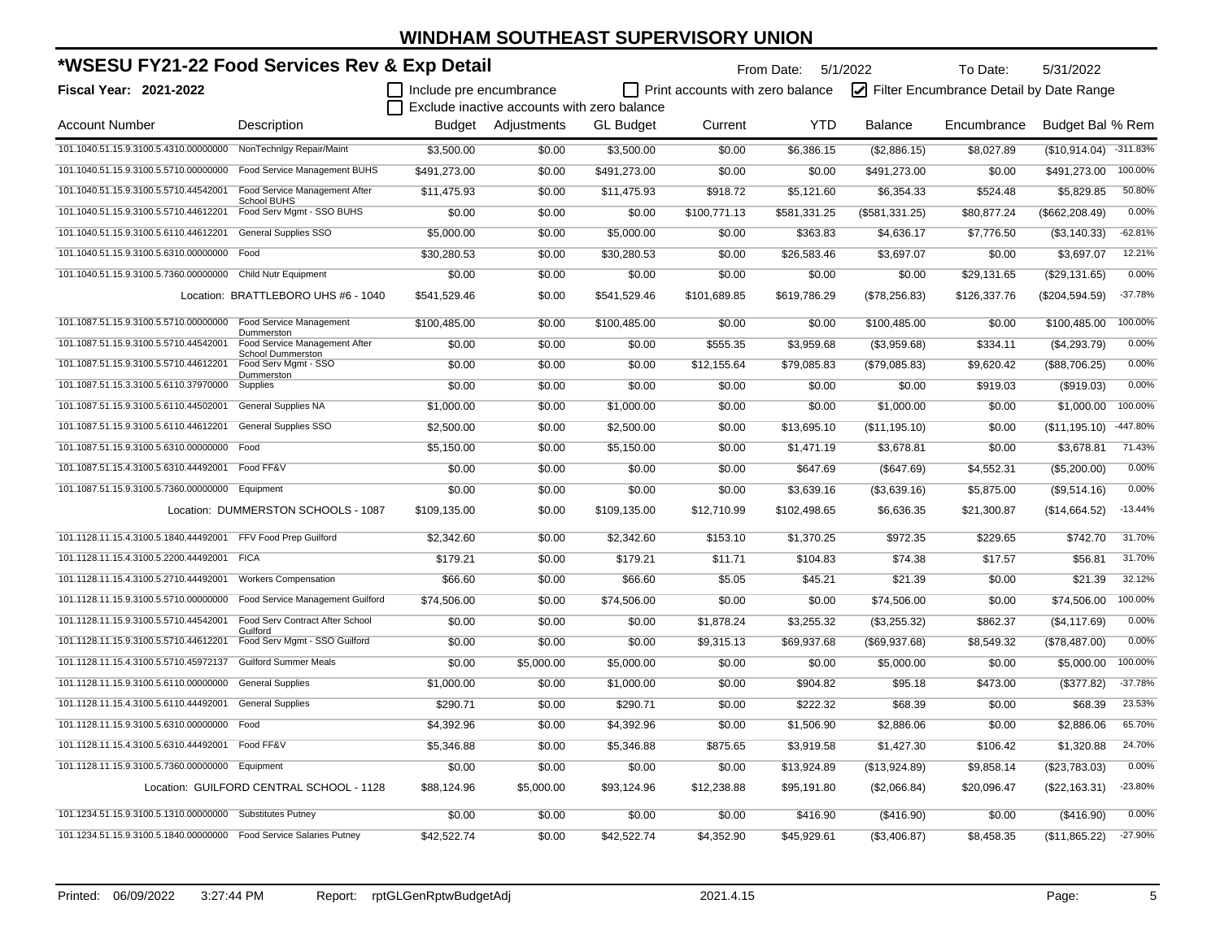# WINDHAM SOUTHEAST SUPERVISORY UNION

## *WSESU FY21-22 Food Services Rev & Exp Detail

From Date: 5/1/2022 To Date: 5/31/2022

**Fiscal Year: 2021-2022**

☐ Include pre encumbrance ☐ Print accounts with zero balance ☑ Filter Encumbrance Detail by Date Range

☐ Exclude inactive accounts with zero balance

| Account Number | Description | Budget | Adjustments | GL Budget | Current | YTD | Balance | Encumbrance | Budget Bal | % Rem |
|---|---|---|---|---|---|---|---|---|---|---|
| 101.1040.51.15.9.3100.5.4310.00000000 | NonTechnlgy Repair/Maint | $3,500.00 | $0.00 | $3,500.00 | $0.00 | $6,386.15 | ($2,886.15) | $8,027.89 | ($10,914.04) | -311.83% |
| 101.1040.51.15.9.3100.5.5710.00000000 | Food Service Management BUHS | $491,273.00 | $0.00 | $491,273.00 | $0.00 | $0.00 | $491,273.00 | $0.00 | $491,273.00 | 100.00% |
| 101.1040.51.15.9.3100.5.5710.44542001 | Food Service Management After School BUHS | $11,475.93 | $0.00 | $11,475.93 | $918.72 | $5,121.60 | $6,354.33 | $524.48 | $5,829.85 | 50.80% |
| 101.1040.51.15.9.3100.5.5710.44612201 | Food Serv Mgmt - SSO BUHS | $0.00 | $0.00 | $0.00 | $100,771.13 | $581,331.25 | ($581,331.25) | $80,877.24 | ($662,208.49) | 0.00% |
| 101.1040.51.15.9.3100.5.6110.44612201 | General Supplies SSO | $5,000.00 | $0.00 | $5,000.00 | $0.00 | $363.83 | $4,636.17 | $7,776.50 | ($3,140.33) | -62.81% |
| 101.1040.51.15.9.3100.5.6310.00000000 | Food | $30,280.53 | $0.00 | $30,280.53 | $0.00 | $26,583.46 | $3,697.07 | $0.00 | $3,697.07 | 12.21% |
| 101.1040.51.15.9.3100.5.7360.00000000 | Child Nutr Equipment | $0.00 | $0.00 | $0.00 | $0.00 | $0.00 | $0.00 | $29,131.65 | ($29,131.65) | 0.00% |
| | Location: BRATTLEBORO UHS #6 - 1040 | $541,529.46 | $0.00 | $541,529.46 | $101,689.85 | $619,786.29 | ($78,256.83) | $126,337.76 | ($204,594.59) | -37.78% |
| 101.1087.51.15.9.3100.5.5710.00000000 | Food Service Management Dummerston | $100,485.00 | $0.00 | $100,485.00 | $0.00 | $0.00 | $100,485.00 | $0.00 | $100,485.00 | 100.00% |
| 101.1087.51.15.9.3100.5.5710.44542001 | Food Service Management After School Dummerston | $0.00 | $0.00 | $0.00 | $555.35 | $3,959.68 | ($3,959.68) | $334.11 | ($4,293.79) | 0.00% |
| 101.1087.51.15.9.3100.5.5710.44612201 | Food Serv Mgmt - SSO Dummerston | $0.00 | $0.00 | $0.00 | $12,155.64 | $79,085.83 | ($79,085.83) | $9,620.42 | ($88,706.25) | 0.00% |
| 101.1087.51.15.3.3100.5.6110.37970000 | Supplies | $0.00 | $0.00 | $0.00 | $0.00 | $0.00 | $0.00 | $919.03 | ($919.03) | 0.00% |
| 101.1087.51.15.9.3100.5.6110.44502001 | General Supplies NA | $1,000.00 | $0.00 | $1,000.00 | $0.00 | $0.00 | $1,000.00 | $0.00 | $1,000.00 | 100.00% |
| 101.1087.51.15.9.3100.5.6110.44612201 | General Supplies SSO | $2,500.00 | $0.00 | $2,500.00 | $0.00 | $13,695.10 | ($11,195.10) | $0.00 | ($11,195.10) | -447.80% |
| 101.1087.51.15.9.3100.5.6310.00000000 | Food | $5,150.00 | $0.00 | $5,150.00 | $0.00 | $1,471.19 | $3,678.81 | $0.00 | $3,678.81 | 71.43% |
| 101.1087.51.15.4.3100.5.6310.44492001 | Food FF&V | $0.00 | $0.00 | $0.00 | $0.00 | $647.69 | ($647.69) | $4,552.31 | ($5,200.00) | 0.00% |
| 101.1087.51.15.9.3100.5.7360.00000000 | Equipment | $0.00 | $0.00 | $0.00 | $0.00 | $3,639.16 | ($3,639.16) | $5,875.00 | ($9,514.16) | 0.00% |
| | Location: DUMMERSTON SCHOOLS - 1087 | $109,135.00 | $0.00 | $109,135.00 | $12,710.99 | $102,498.65 | $6,636.35 | $21,300.87 | ($14,664.52) | -13.44% |
| 101.1128.11.15.4.3100.5.1840.44492001 | FFV Food Prep Guilford | $2,342.60 | $0.00 | $2,342.60 | $153.10 | $1,370.25 | $972.35 | $229.65 | $742.70 | 31.70% |
| 101.1128.11.15.4.3100.5.2200.44492001 | FICA | $179.21 | $0.00 | $179.21 | $11.71 | $104.83 | $74.38 | $17.57 | $56.81 | 31.70% |
| 101.1128.11.15.4.3100.5.2710.44492001 | Workers Compensation | $66.60 | $0.00 | $66.60 | $5.05 | $45.21 | $21.39 | $0.00 | $21.39 | 32.12% |
| 101.1128.11.15.9.3100.5.5710.00000000 | Food Service Management Guilford | $74,506.00 | $0.00 | $74,506.00 | $0.00 | $0.00 | $74,506.00 | $0.00 | $74,506.00 | 100.00% |
| 101.1128.11.15.9.3100.5.5710.44542001 | Food Serv Contract After School Guilford | $0.00 | $0.00 | $0.00 | $1,878.24 | $3,255.32 | ($3,255.32) | $862.37 | ($4,117.69) | 0.00% |
| 101.1128.11.15.9.3100.5.5710.44612201 | Food Serv Mgmt - SSO Guilford | $0.00 | $0.00 | $0.00 | $9,315.13 | $69,937.68 | ($69,937.68) | $8,549.32 | ($78,487.00) | 0.00% |
| 101.1128.11.15.4.3100.5.5710.45972137 | Guilford Summer Meals | $0.00 | $5,000.00 | $5,000.00 | $0.00 | $0.00 | $5,000.00 | $0.00 | $5,000.00 | 100.00% |
| 101.1128.11.15.9.3100.5.6110.00000000 | General Supplies | $1,000.00 | $0.00 | $1,000.00 | $0.00 | $904.82 | $95.18 | $473.00 | ($377.82) | -37.78% |
| 101.1128.11.15.4.3100.5.6110.44492001 | General Supplies | $290.71 | $0.00 | $290.71 | $0.00 | $222.32 | $68.39 | $0.00 | $68.39 | 23.53% |
| 101.1128.11.15.9.3100.5.6310.00000000 | Food | $4,392.96 | $0.00 | $4,392.96 | $0.00 | $1,506.90 | $2,886.06 | $0.00 | $2,886.06 | 65.70% |
| 101.1128.11.15.4.3100.5.6310.44492001 | Food FF&V | $5,346.88 | $0.00 | $5,346.88 | $875.65 | $3,919.58 | $1,427.30 | $106.42 | $1,320.88 | 24.70% |
| 101.1128.11.15.9.3100.5.7360.00000000 | Equipment | $0.00 | $0.00 | $0.00 | $0.00 | $13,924.89 | ($13,924.89) | $9,858.14 | ($23,783.03) | 0.00% |
| | Location: GUILFORD CENTRAL SCHOOL - 1128 | $88,124.96 | $5,000.00 | $93,124.96 | $12,238.88 | $95,191.80 | ($2,066.84) | $20,096.47 | ($22,163.31) | -23.80% |
| 101.1234.51.15.9.3100.5.1310.00000000 | Substitutes Putney | $0.00 | $0.00 | $0.00 | $0.00 | $416.90 | ($416.90) | $0.00 | ($416.90) | 0.00% |
| 101.1234.51.15.9.3100.5.1840.00000000 | Food Service Salaries Putney | $42,522.74 | $0.00 | $42,522.74 | $4,352.90 | $45,929.61 | ($3,406.87) | $8,458.35 | ($11,865.22) | -27.90% |

Printed: 06/09/2022 3:27:44 PM Report: rptGLGenRptwBudgetAdj 2021.4.15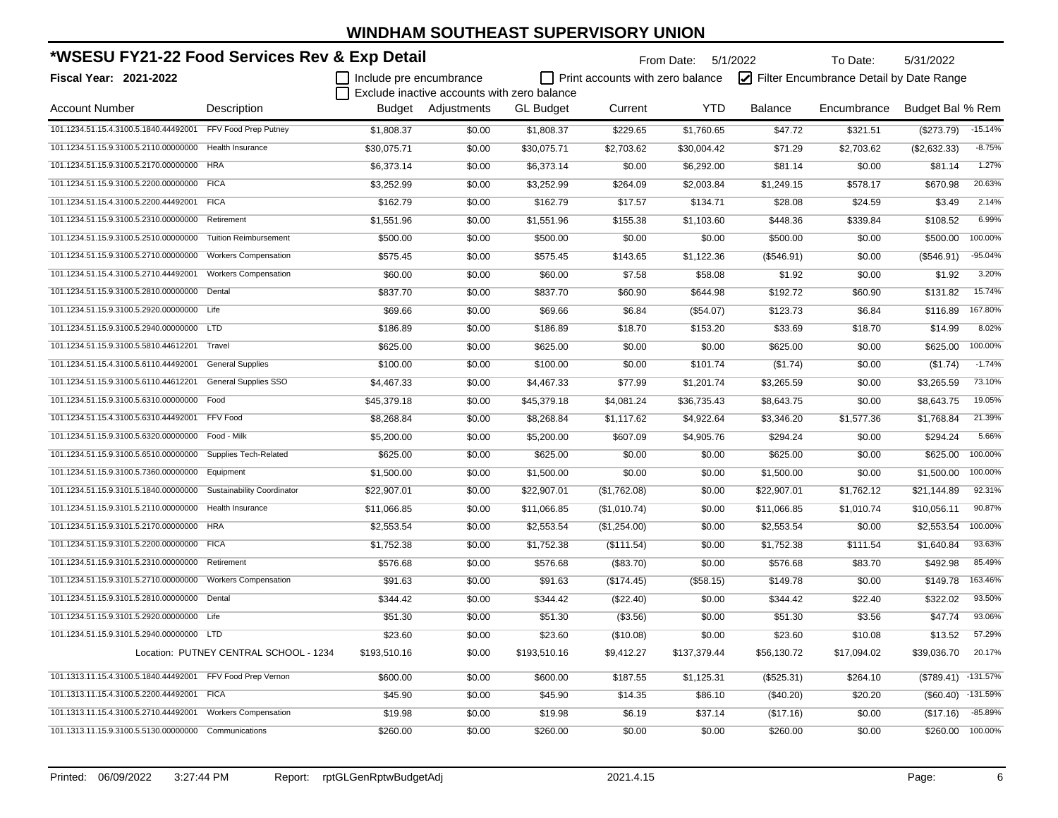# WINDHAM SOUTHEAST SUPERVISORY UNION

## *WSESU FY21-22 Food Services Rev & Exp Detail

From Date: 5/1/2022 To Date: 5/31/2022

**Fiscal Year: 2021-2022**

☐ Include pre encumbrance ☐ Print accounts with zero balance ☑ Filter Encumbrance Detail by Date Range

☐ Exclude inactive accounts with zero balance

| Account Number | Description | Budget | Adjustments | GL Budget | Current | YTD | Balance | Encumbrance | Budget Bal | % Rem |
|---|---|---|---|---|---|---|---|---|---|---|
| 101.1234.51.15.4.3100.5.1840.44492001 | FFV Food Prep Putney | $1,808.37 | $0.00 | $1,808.37 | $229.65 | $1,760.65 | $47.72 | $321.51 | ($273.79) | -15.14% |
| 101.1234.51.15.9.3100.5.2110.00000000 | Health Insurance | $30,075.71 | $0.00 | $30,075.71 | $2,703.62 | $30,004.42 | $71.29 | $2,703.62 | ($2,632.33) | -8.75% |
| 101.1234.51.15.9.3100.5.2170.00000000 | HRA | $6,373.14 | $0.00 | $6,373.14 | $0.00 | $6,292.00 | $81.14 | $0.00 | $81.14 | 1.27% |
| 101.1234.51.15.9.3100.5.2200.00000000 | FICA | $3,252.99 | $0.00 | $3,252.99 | $264.09 | $2,003.84 | $1,249.15 | $578.17 | $670.98 | 20.63% |
| 101.1234.51.15.4.3100.5.2200.44492001 | FICA | $162.79 | $0.00 | $162.79 | $17.57 | $134.71 | $28.08 | $24.59 | $3.49 | 2.14% |
| 101.1234.51.15.9.3100.5.2310.00000000 | Retirement | $1,551.96 | $0.00 | $1,551.96 | $155.38 | $1,103.60 | $448.36 | $339.84 | $108.52 | 6.99% |
| 101.1234.51.15.9.3100.5.2510.00000000 | Tuition Reimbursement | $500.00 | $0.00 | $500.00 | $0.00 | $0.00 | $500.00 | $0.00 | $500.00 | 100.00% |
| 101.1234.51.15.9.3100.5.2710.00000000 | Workers Compensation | $575.45 | $0.00 | $575.45 | $143.65 | $1,122.36 | ($546.91) | $0.00 | ($546.91) | -95.04% |
| 101.1234.51.15.4.3100.5.2710.44492001 | Workers Compensation | $60.00 | $0.00 | $60.00 | $7.58 | $58.08 | $1.92 | $0.00 | $1.92 | 3.20% |
| 101.1234.51.15.9.3100.5.2810.00000000 | Dental | $837.70 | $0.00 | $837.70 | $60.90 | $644.98 | $192.72 | $60.90 | $131.82 | 15.74% |
| 101.1234.51.15.9.3100.5.2920.00000000 | Life | $69.66 | $0.00 | $69.66 | $6.84 | ($54.07) | $123.73 | $6.84 | $116.89 | 167.80% |
| 101.1234.51.15.9.3100.5.2940.00000000 | LTD | $186.89 | $0.00 | $186.89 | $18.70 | $153.20 | $33.69 | $18.70 | $14.99 | 8.02% |
| 101.1234.51.15.9.3100.5.5810.44612201 | Travel | $625.00 | $0.00 | $625.00 | $0.00 | $0.00 | $625.00 | $0.00 | $625.00 | 100.00% |
| 101.1234.51.15.4.3100.5.6110.44492001 | General Supplies | $100.00 | $0.00 | $100.00 | $0.00 | $101.74 | ($1.74) | $0.00 | ($1.74) | -1.74% |
| 101.1234.51.15.9.3100.5.6110.44612201 | General Supplies SSO | $4,467.33 | $0.00 | $4,467.33 | $77.99 | $1,201.74 | $3,265.59 | $0.00 | $3,265.59 | 73.10% |
| 101.1234.51.15.9.3100.5.6310.00000000 | Food | $45,379.18 | $0.00 | $45,379.18 | $4,081.24 | $36,735.43 | $8,643.75 | $0.00 | $8,643.75 | 19.05% |
| 101.1234.51.15.4.3100.5.6310.44492001 | FFV Food | $8,268.84 | $0.00 | $8,268.84 | $1,117.62 | $4,922.64 | $3,346.20 | $1,577.36 | $1,768.84 | 21.39% |
| 101.1234.51.15.9.3100.5.6320.00000000 | Food - Milk | $5,200.00 | $0.00 | $5,200.00 | $607.09 | $4,905.76 | $294.24 | $0.00 | $294.24 | 5.66% |
| 101.1234.51.15.9.3100.5.6510.00000000 | Supplies Tech-Related | $625.00 | $0.00 | $625.00 | $0.00 | $0.00 | $625.00 | $0.00 | $625.00 | 100.00% |
| 101.1234.51.15.9.3100.5.7360.00000000 | Equipment | $1,500.00 | $0.00 | $1,500.00 | $0.00 | $0.00 | $1,500.00 | $0.00 | $1,500.00 | 100.00% |
| 101.1234.51.15.9.3101.5.1840.00000000 | Sustainability Coordinator | $22,907.01 | $0.00 | $22,907.01 | ($1,762.08) | $0.00 | $22,907.01 | $1,762.12 | $21,144.89 | 92.31% |
| 101.1234.51.15.9.3101.5.2110.00000000 | Health Insurance | $11,066.85 | $0.00 | $11,066.85 | ($1,010.74) | $0.00 | $11,066.85 | $1,010.74 | $10,056.11 | 90.87% |
| 101.1234.51.15.9.3101.5.2170.00000000 | HRA | $2,553.54 | $0.00 | $2,553.54 | ($1,254.00) | $0.00 | $2,553.54 | $0.00 | $2,553.54 | 100.00% |
| 101.1234.51.15.9.3101.5.2200.00000000 | FICA | $1,752.38 | $0.00 | $1,752.38 | ($111.54) | $0.00 | $1,752.38 | $111.54 | $1,640.84 | 93.63% |
| 101.1234.51.15.9.3101.5.2310.00000000 | Retirement | $576.68 | $0.00 | $576.68 | ($83.70) | $0.00 | $576.68 | $83.70 | $492.98 | 85.49% |
| 101.1234.51.15.9.3101.5.2710.00000000 | Workers Compensation | $91.63 | $0.00 | $91.63 | ($174.45) | ($58.15) | $149.78 | $0.00 | $149.78 | 163.46% |
| 101.1234.51.15.9.3101.5.2810.00000000 | Dental | $344.42 | $0.00 | $344.42 | ($22.40) | $0.00 | $344.42 | $22.40 | $322.02 | 93.50% |
| 101.1234.51.15.9.3101.5.2920.00000000 | Life | $51.30 | $0.00 | $51.30 | ($3.56) | $0.00 | $51.30 | $3.56 | $47.74 | 93.06% |
| 101.1234.51.15.9.3101.5.2940.00000000 | LTD | $23.60 | $0.00 | $23.60 | ($10.08) | $0.00 | $23.60 | $10.08 | $13.52 | 57.29% |
| | Location: PUTNEY CENTRAL SCHOOL - 1234 | $193,510.16 | $0.00 | $193,510.16 | $9,412.27 | $137,379.44 | $56,130.72 | $17,094.02 | $39,036.70 | 20.17% |
| 101.1313.11.15.4.3100.5.1840.44492001 | FFV Food Prep Vernon | $600.00 | $0.00 | $600.00 | $187.55 | $1,125.31 | ($525.31) | $264.10 | ($789.41) | -131.57% |
| 101.1313.11.15.4.3100.5.2200.44492001 | FICA | $45.90 | $0.00 | $45.90 | $14.35 | $86.10 | ($40.20) | $20.20 | ($60.40) | -131.59% |
| 101.1313.11.15.4.3100.5.2710.44492001 | Workers Compensation | $19.98 | $0.00 | $19.98 | $6.19 | $37.14 | ($17.16) | $0.00 | ($17.16) | -85.89% |
| 101.1313.11.15.9.3100.5.5130.00000000 | Communications | $260.00 | $0.00 | $260.00 | $0.00 | $0.00 | $260.00 | $0.00 | $260.00 | 100.00% |

Printed: 06/09/2022 3:27:44 PM Report: rptGLGenRptwBudgetAdj 2021.4.15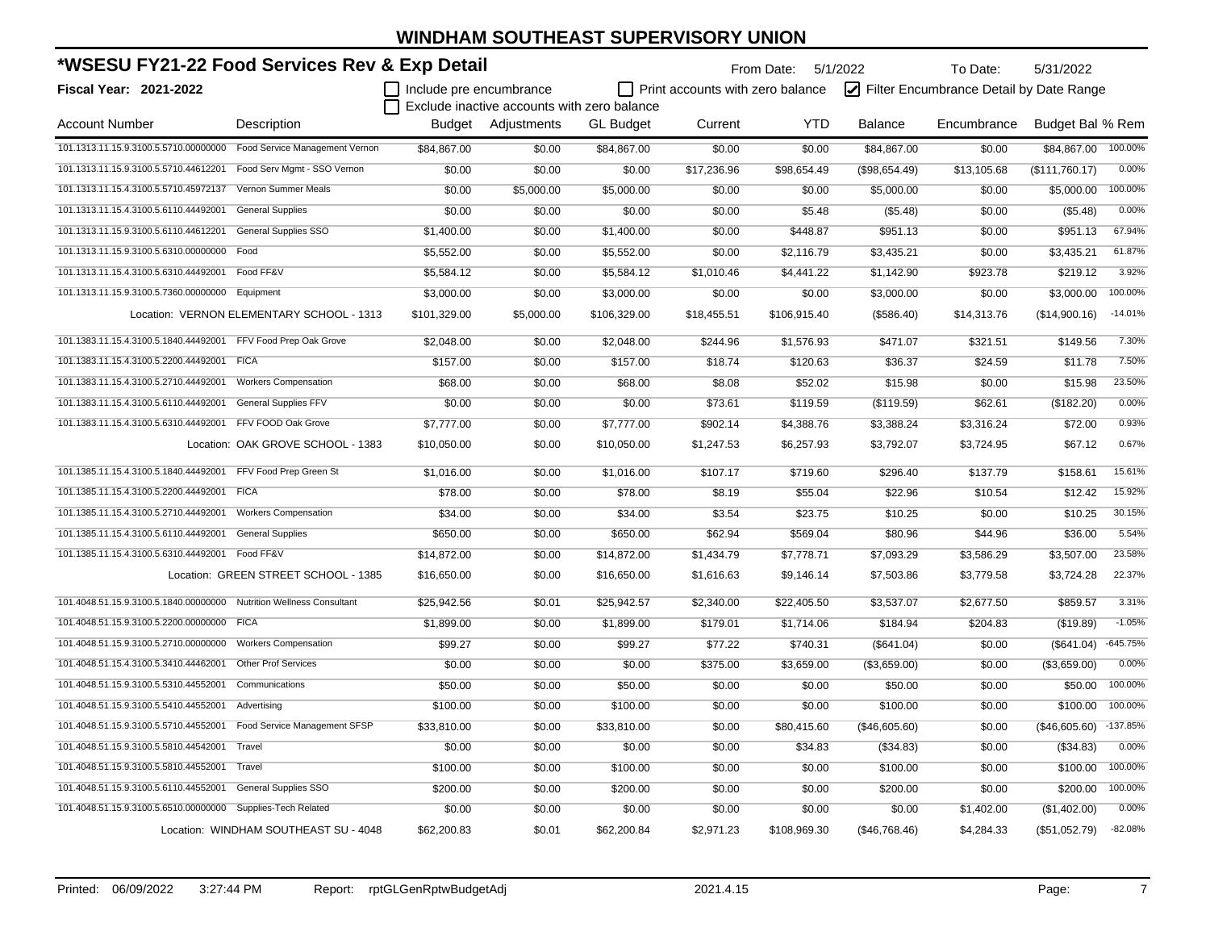# WINDHAM SOUTHEAST SUPERVISORY UNION

## *WSESU FY21-22 Food Services Rev & Exp Detail

From Date: 5/1/2022 To Date: 5/31/2022

**Fiscal Year: 2021-2022**

☐ Include pre encumbrance ☐ Print accounts with zero balance ☑ Filter Encumbrance Detail by Date Range
☐ Exclude inactive accounts with zero balance

| Account Number | Description | Budget | Adjustments | GL Budget | Current | YTD | Balance | Encumbrance | Budget Bal | % Rem |
|---|---|---|---|---|---|---|---|---|---|---|
| 101.1313.11.15.9.3100.5.5710.00000000 | Food Service Management Vernon | $84,867.00 | $0.00 | $84,867.00 | $0.00 | $0.00 | $84,867.00 | $0.00 | $84,867.00 | 100.00% |
| 101.1313.11.15.9.3100.5.5710.44612201 | Food Serv Mgmt - SSO Vernon | $0.00 | $0.00 | $0.00 | $17,236.96 | $98,654.49 | ($98,654.49) | $13,105.68 | ($111,760.17) | 0.00% |
| 101.1313.11.15.4.3100.5.5710.45972137 | Vernon Summer Meals | $0.00 | $5,000.00 | $5,000.00 | $0.00 | $0.00 | $5,000.00 | $0.00 | $5,000.00 | 100.00% |
| 101.1313.11.15.4.3100.5.6110.44492001 | General Supplies | $0.00 | $0.00 | $0.00 | $0.00 | $5.48 | ($5.48) | $0.00 | ($5.48) | 0.00% |
| 101.1313.11.15.9.3100.5.6110.44612201 | General Supplies SSO | $1,400.00 | $0.00 | $1,400.00 | $0.00 | $448.87 | $951.13 | $0.00 | $951.13 | 67.94% |
| 101.1313.11.15.9.3100.5.6310.00000000 | Food | $5,552.00 | $0.00 | $5,552.00 | $0.00 | $2,116.79 | $3,435.21 | $0.00 | $3,435.21 | 61.87% |
| 101.1313.11.15.4.3100.5.6310.44492001 | Food FF&V | $5,584.12 | $0.00 | $5,584.12 | $1,010.46 | $4,441.22 | $1,142.90 | $923.78 | $219.12 | 3.92% |
| 101.1313.11.15.9.3100.5.7360.00000000 | Equipment | $3,000.00 | $0.00 | $3,000.00 | $0.00 | $0.00 | $3,000.00 | $0.00 | $3,000.00 | 100.00% |
| | Location: VERNON ELEMENTARY SCHOOL - 1313 | $101,329.00 | $5,000.00 | $106,329.00 | $18,455.51 | $106,915.40 | ($586.40) | $14,313.76 | ($14,900.16) | -14.01% |
| 101.1383.11.15.4.3100.5.1840.44492001 | FFV Food Prep Oak Grove | $2,048.00 | $0.00 | $2,048.00 | $244.96 | $1,576.93 | $471.07 | $321.51 | $149.56 | 7.30% |
| 101.1383.11.15.4.3100.5.2200.44492001 | FICA | $157.00 | $0.00 | $157.00 | $18.74 | $120.63 | $36.37 | $24.59 | $11.78 | 7.50% |
| 101.1383.11.15.4.3100.5.2710.44492001 | Workers Compensation | $68.00 | $0.00 | $68.00 | $8.08 | $52.02 | $15.98 | $0.00 | $15.98 | 23.50% |
| 101.1383.11.15.4.3100.5.6110.44492001 | General Supplies FFV | $0.00 | $0.00 | $0.00 | $73.61 | $119.59 | ($119.59) | $62.61 | ($182.20) | 0.00% |
| 101.1383.11.15.4.3100.5.6310.44492001 | FFV FOOD Oak Grove | $7,777.00 | $0.00 | $7,777.00 | $902.14 | $4,388.76 | $3,388.24 | $3,316.24 | $72.00 | 0.93% |
| | Location: OAK GROVE SCHOOL - 1383 | $10,050.00 | $0.00 | $10,050.00 | $1,247.53 | $6,257.93 | $3,792.07 | $3,724.95 | $67.12 | 0.67% |
| 101.1385.11.15.4.3100.5.1840.44492001 | FFV Food Prep Green St | $1,016.00 | $0.00 | $1,016.00 | $107.17 | $719.60 | $296.40 | $137.79 | $158.61 | 15.61% |
| 101.1385.11.15.4.3100.5.2200.44492001 | FICA | $78.00 | $0.00 | $78.00 | $8.19 | $55.04 | $22.96 | $10.54 | $12.42 | 15.92% |
| 101.1385.11.15.4.3100.5.2710.44492001 | Workers Compensation | $34.00 | $0.00 | $34.00 | $3.54 | $23.75 | $10.25 | $0.00 | $10.25 | 30.15% |
| 101.1385.11.15.4.3100.5.6110.44492001 | General Supplies | $650.00 | $0.00 | $650.00 | $62.94 | $569.04 | $80.96 | $44.96 | $36.00 | 5.54% |
| 101.1385.11.15.4.3100.5.6310.44492001 | Food FF&V | $14,872.00 | $0.00 | $14,872.00 | $1,434.79 | $7,778.71 | $7,093.29 | $3,586.29 | $3,507.00 | 23.58% |
| | Location: GREEN STREET SCHOOL - 1385 | $16,650.00 | $0.00 | $16,650.00 | $1,616.63 | $9,146.14 | $7,503.86 | $3,779.58 | $3,724.28 | 22.37% |
| 101.4048.51.15.9.3100.5.1840.00000000 | Nutrition Wellness Consultant | $25,942.56 | $0.01 | $25,942.57 | $2,340.00 | $22,405.50 | $3,537.07 | $2,677.50 | $859.57 | 3.31% |
| 101.4048.51.15.9.3100.5.2200.00000000 | FICA | $1,899.00 | $0.00 | $1,899.00 | $179.01 | $1,714.06 | $184.94 | $204.83 | ($19.89) | -1.05% |
| 101.4048.51.15.9.3100.5.2710.00000000 | Workers Compensation | $99.27 | $0.00 | $99.27 | $77.22 | $740.31 | ($641.04) | $0.00 | ($641.04) | -645.75% |
| 101.4048.51.15.4.3100.5.3410.44462001 | Other Prof Services | $0.00 | $0.00 | $0.00 | $375.00 | $3,659.00 | ($3,659.00) | $0.00 | ($3,659.00) | 0.00% |
| 101.4048.51.15.9.3100.5.5310.44552001 | Communications | $50.00 | $0.00 | $50.00 | $0.00 | $0.00 | $50.00 | $0.00 | $50.00 | 100.00% |
| 101.4048.51.15.9.3100.5.5410.44552001 | Advertising | $100.00 | $0.00 | $100.00 | $0.00 | $0.00 | $100.00 | $0.00 | $100.00 | 100.00% |
| 101.4048.51.15.9.3100.5.5710.44552001 | Food Service Management SFSP | $33,810.00 | $0.00 | $33,810.00 | $0.00 | $80,415.60 | ($46,605.60) | $0.00 | ($46,605.60) | -137.85% |
| 101.4048.51.15.9.3100.5.5810.44542001 | Travel | $0.00 | $0.00 | $0.00 | $0.00 | $34.83 | ($34.83) | $0.00 | ($34.83) | 0.00% |
| 101.4048.51.15.9.3100.5.5810.44552001 | Travel | $100.00 | $0.00 | $100.00 | $0.00 | $0.00 | $100.00 | $0.00 | $100.00 | 100.00% |
| 101.4048.51.15.9.3100.5.6110.44552001 | General Supplies SSO | $200.00 | $0.00 | $200.00 | $0.00 | $0.00 | $200.00 | $0.00 | $200.00 | 100.00% |
| 101.4048.51.15.9.3100.5.6510.00000000 | Supplies-Tech Related | $0.00 | $0.00 | $0.00 | $0.00 | $0.00 | $0.00 | $1,402.00 | ($1,402.00) | 0.00% |
| | Location: WINDHAM SOUTHEAST SU - 4048 | $62,200.83 | $0.01 | $62,200.84 | $2,971.23 | $108,969.30 | ($46,768.46) | $4,284.33 | ($51,052.79) | -82.08% |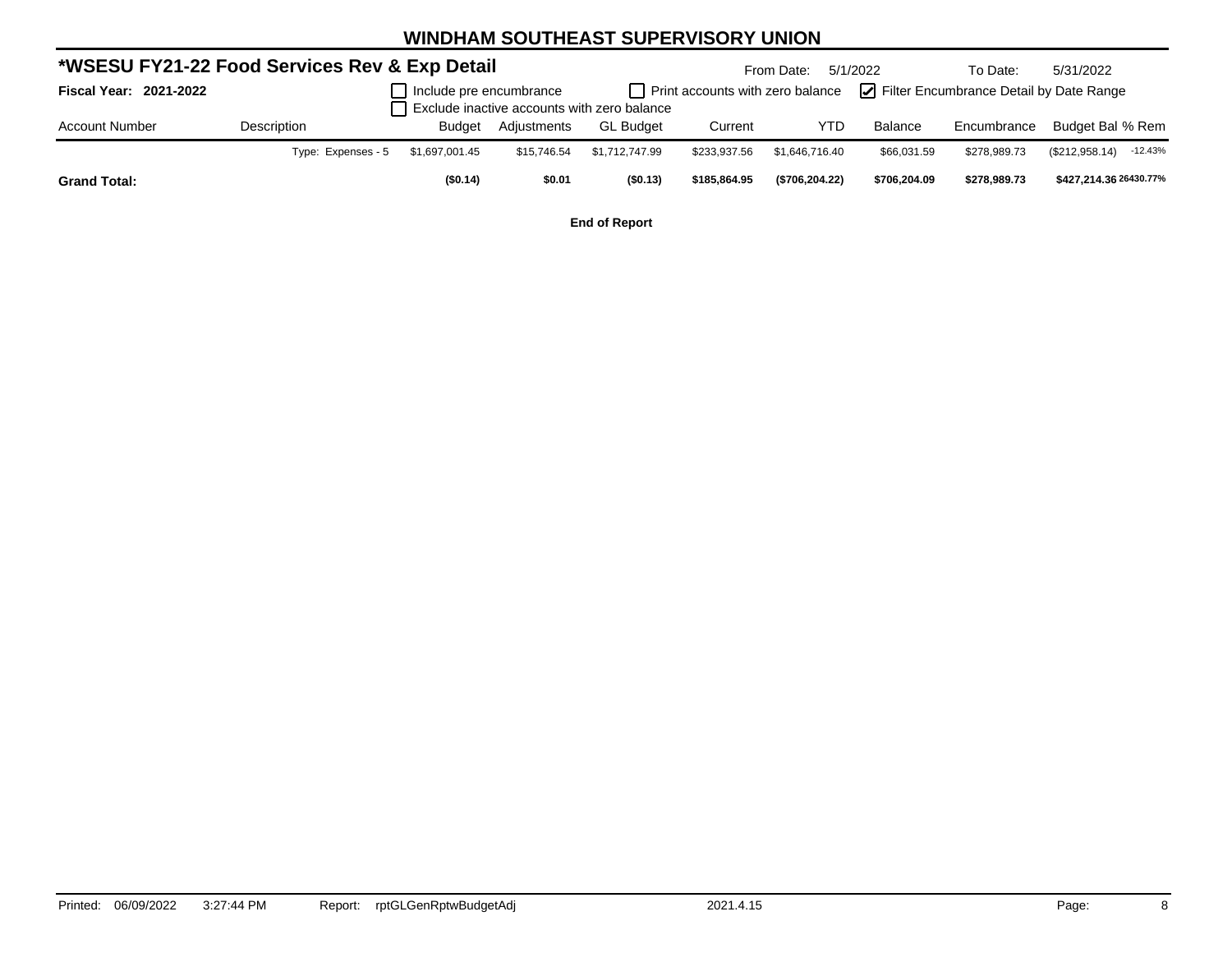# WINDHAM SOUTHEAST SUPERVISORY UNION

## *WSESU FY21-22 Food Services Rev & Exp Detail

From Date: 5/1/2022 To Date: 5/31/2022

**Fiscal Year: 2021-2022**

☐ Include pre encumbrance ☐ Print accounts with zero balance ☑ Filter Encumbrance Detail by Date Range
☐ Exclude inactive accounts with zero balance

| Account Number | Description | Budget | Adjustments | GL Budget | Current | YTD | Balance | Encumbrance | Budget Bal | % Rem |
|---|---|---|---|---|---|---|---|---|---|---|
| | Type: Expenses - 5 | $1,697,001.45 | $15,746.54 | $1,712,747.99 | $233,937.56 | $1,646,716.40 | $66,031.59 | $278,989.73 | ($212,958.14) | -12.43% |
| **Grand Total:** | | **($0.14)** | **$0.01** | **($0.13)** | **$185,864.95** | **($706,204.22)** | **$706,204.09** | **$278,989.73** | **$427,214.36** | **26430.77%** |

**End of Report**

Printed: 06/09/2022 3:27:44 PM Report: rptGLGenRptwBudgetAdj 2021.4.15